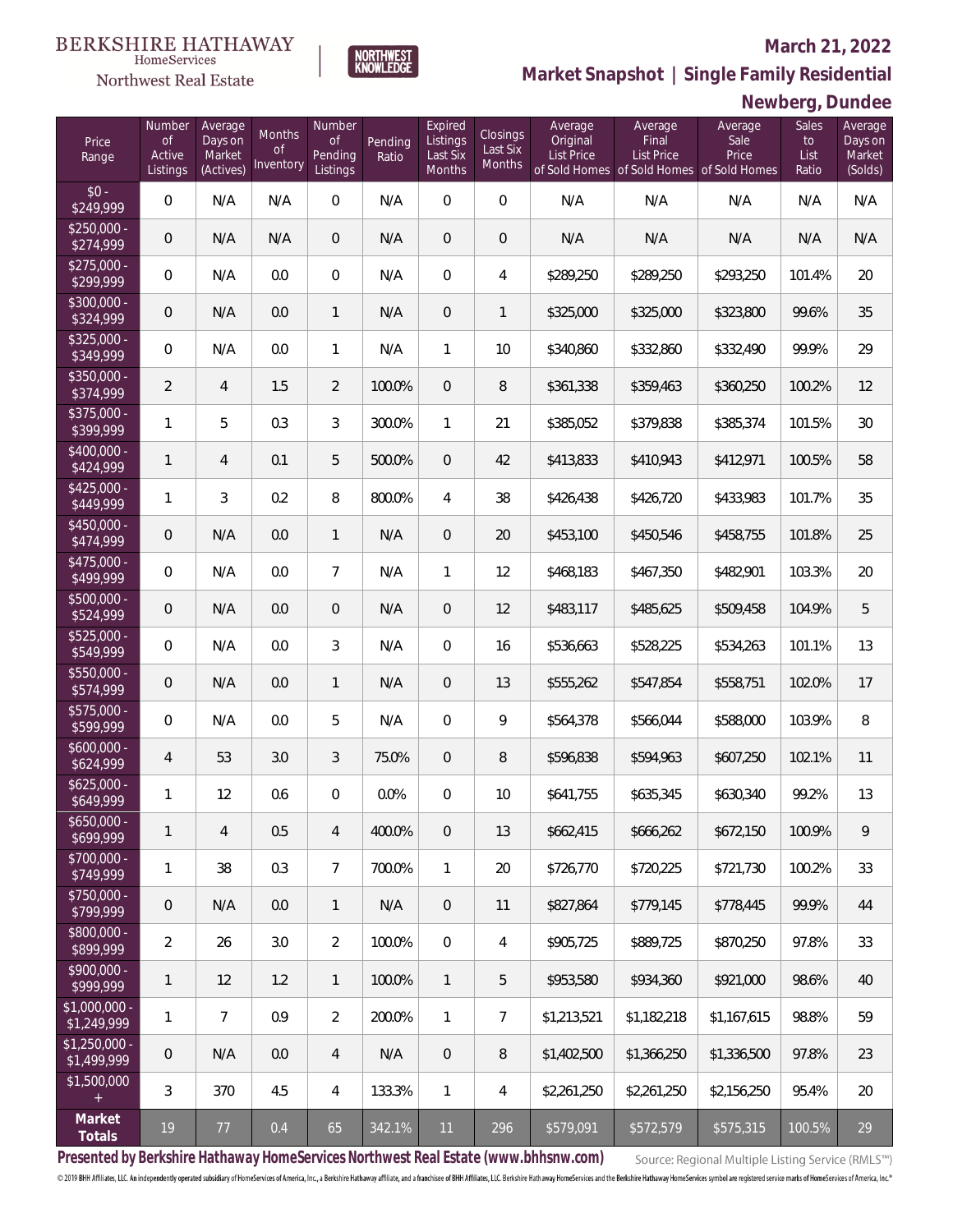BERKSHIRE HATHAWAY HomeServices Northwest Real Estate

NORTHWEST KNOWLEDGE

## March 21, 2022

## Market Snapshot | Single Family Residential

## Newberg, Dundee

| Price Range | Number of Active Listings | Average Days on Market (Actives) | Months of Inventory | Number of Pending Listings | Pending Ratio | Expired Listings Last Six Months | Closings Last Six Months | Average Original List Price of Sold Homes | Average Final List Price of Sold Homes | Average Sale Price of Sold Homes | Sales to List Ratio | Average Days on Market (Solds) |
|---|---|---|---|---|---|---|---|---|---|---|---|---|
| $0 - $249,999 | 0 | N/A | N/A | 0 | N/A | 0 | 0 | N/A | N/A | N/A | N/A | N/A |
| $250,000 - $274,999 | 0 | N/A | N/A | 0 | N/A | 0 | 0 | N/A | N/A | N/A | N/A | N/A |
| $275,000 - $299,999 | 0 | N/A | 0.0 | 0 | N/A | 0 | 4 | $289,250 | $289,250 | $293,250 | 101.4% | 20 |
| $300,000 - $324,999 | 0 | N/A | 0.0 | 1 | N/A | 0 | 1 | $325,000 | $325,000 | $323,800 | 99.6% | 35 |
| $325,000 - $349,999 | 0 | N/A | 0.0 | 1 | N/A | 1 | 10 | $340,860 | $332,860 | $332,490 | 99.9% | 29 |
| $350,000 - $374,999 | 2 | 4 | 1.5 | 2 | 100.0% | 0 | 8 | $361,338 | $359,463 | $360,250 | 100.2% | 12 |
| $375,000 - $399,999 | 1 | 5 | 0.3 | 3 | 300.0% | 1 | 21 | $385,052 | $379,838 | $385,374 | 101.5% | 30 |
| $400,000 - $424,999 | 1 | 4 | 0.1 | 5 | 500.0% | 0 | 42 | $413,833 | $410,943 | $412,971 | 100.5% | 58 |
| $425,000 - $449,999 | 1 | 3 | 0.2 | 8 | 800.0% | 4 | 38 | $426,438 | $426,720 | $433,983 | 101.7% | 35 |
| $450,000 - $474,999 | 0 | N/A | 0.0 | 1 | N/A | 0 | 20 | $453,100 | $450,546 | $458,755 | 101.8% | 25 |
| $475,000 - $499,999 | 0 | N/A | 0.0 | 7 | N/A | 1 | 12 | $468,183 | $467,350 | $482,901 | 103.3% | 20 |
| $500,000 - $524,999 | 0 | N/A | 0.0 | 0 | N/A | 0 | 12 | $483,117 | $485,625 | $509,458 | 104.9% | 5 |
| $525,000 - $549,999 | 0 | N/A | 0.0 | 3 | N/A | 0 | 16 | $536,663 | $528,225 | $534,263 | 101.1% | 13 |
| $550,000 - $574,999 | 0 | N/A | 0.0 | 1 | N/A | 0 | 13 | $555,262 | $547,854 | $558,751 | 102.0% | 17 |
| $575,000 - $599,999 | 0 | N/A | 0.0 | 5 | N/A | 0 | 9 | $564,378 | $566,044 | $588,000 | 103.9% | 8 |
| $600,000 - $624,999 | 4 | 53 | 3.0 | 3 | 75.0% | 0 | 8 | $596,838 | $594,963 | $607,250 | 102.1% | 11 |
| $625,000 - $649,999 | 1 | 12 | 0.6 | 0 | 0.0% | 0 | 10 | $641,755 | $635,345 | $630,340 | 99.2% | 13 |
| $650,000 - $699,999 | 1 | 4 | 0.5 | 4 | 400.0% | 0 | 13 | $662,415 | $666,262 | $672,150 | 100.9% | 9 |
| $700,000 - $749,999 | 1 | 38 | 0.3 | 7 | 700.0% | 1 | 20 | $726,770 | $720,225 | $721,730 | 100.2% | 33 |
| $750,000 - $799,999 | 0 | N/A | 0.0 | 1 | N/A | 0 | 11 | $827,864 | $779,145 | $778,445 | 99.9% | 44 |
| $800,000 - $899,999 | 2 | 26 | 3.0 | 2 | 100.0% | 0 | 4 | $905,725 | $889,725 | $870,250 | 97.8% | 33 |
| $900,000 - $999,999 | 1 | 12 | 1.2 | 1 | 100.0% | 1 | 5 | $953,580 | $934,360 | $921,000 | 98.6% | 40 |
| $1,000,000 - $1,249,999 | 1 | 7 | 0.9 | 2 | 200.0% | 1 | 7 | $1,213,521 | $1,182,218 | $1,167,615 | 98.8% | 59 |
| $1,250,000 - $1,499,999 | 0 | N/A | 0.0 | 4 | N/A | 0 | 8 | $1,402,500 | $1,366,250 | $1,336,500 | 97.8% | 23 |
| $1,500,000 + | 3 | 370 | 4.5 | 4 | 133.3% | 1 | 4 | $2,261,250 | $2,261,250 | $2,156,250 | 95.4% | 20 |
| **Market Totals** | 19 | 77 | 0.4 | 65 | 342.1% | 11 | 296 | $579,091 | $572,579 | $575,315 | 100.5% | 29 |

**Presented by Berkshire Hathaway HomeServices Northwest Real Estate (www.bhhsnw.com)**

Source: Regional Multiple Listing Service (RMLS™)

© 2019 BHH Affiliates, LLC. An independently operated subsidiary of HomeServices of America, Inc., a Berkshire Hathaway affiliate, and a franchisee of BHH Affiliates, LLC. Berkshire Hathaway HomeServices and the Berkshire Hathaway HomeServices symbol are registered service marks of HomeServices of America, Inc.®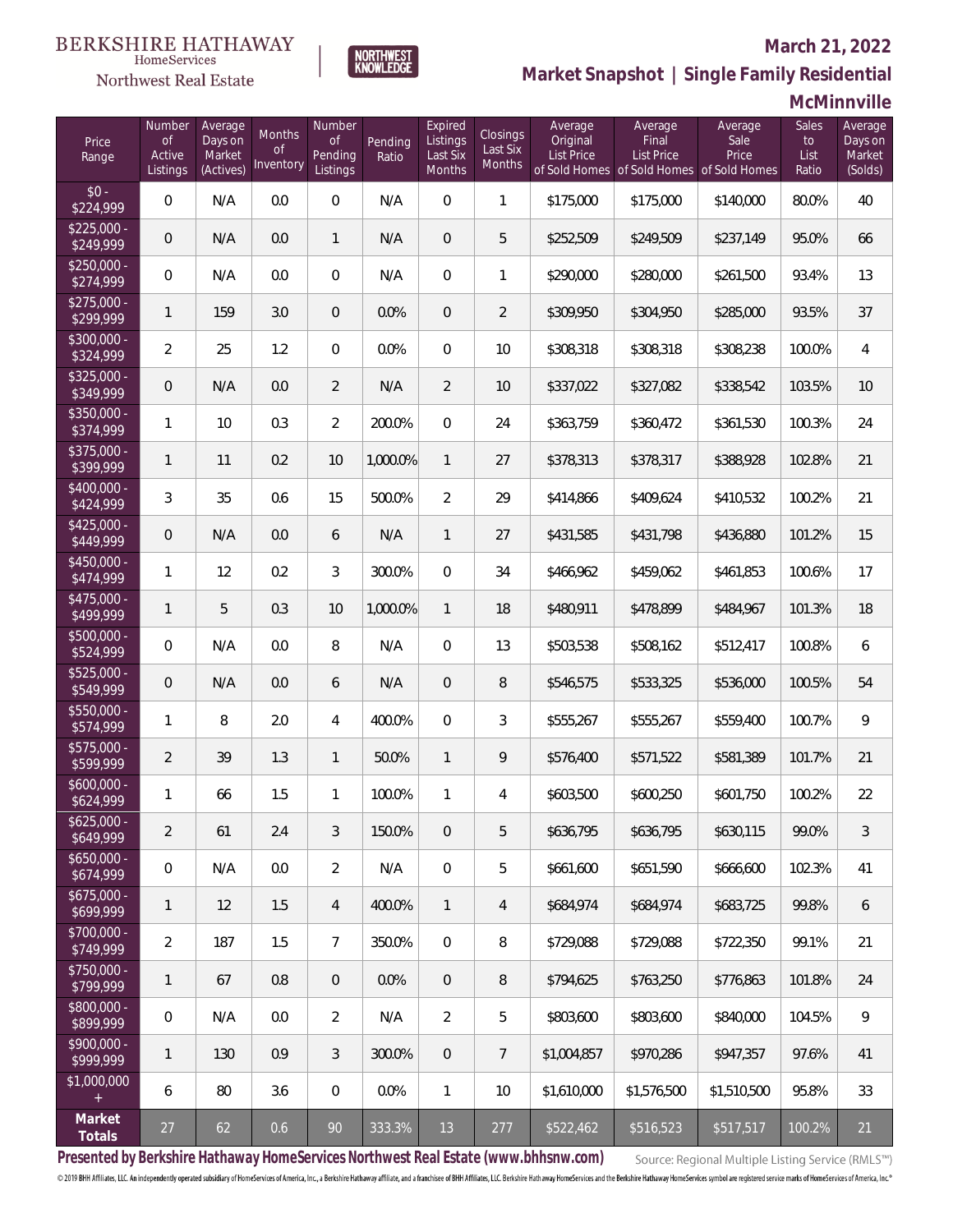BERKSHIRE HATHAWAY HomeServices Northwest Real Estate

NORTHWEST KNOWLEDGE

## March 21, 2022

## Market Snapshot | Single Family Residential

## McMinnville

| Price Range | Number of Active Listings | Average Days on Market (Actives) | Months of Inventory | Number of Pending Listings | Pending Ratio | Expired Listings Last Six Months | Closings Last Six Months | Average Original List Price of Sold Homes | Average Final List Price of Sold Homes | Average Sale Price of Sold Homes | Sales to List Ratio | Average Days on Market (Solds) |
|---|---|---|---|---|---|---|---|---|---|---|---|---|
| $0 - $224,999 | 0 | N/A | 0.0 | 0 | N/A | 0 | 1 | $175,000 | $175,000 | $140,000 | 80.0% | 40 |
| $225,000 - $249,999 | 0 | N/A | 0.0 | 1 | N/A | 0 | 5 | $252,509 | $249,509 | $237,149 | 95.0% | 66 |
| $250,000 - $274,999 | 0 | N/A | 0.0 | 0 | N/A | 0 | 1 | $290,000 | $280,000 | $261,500 | 93.4% | 13 |
| $275,000 - $299,999 | 1 | 159 | 3.0 | 0 | 0.0% | 0 | 2 | $309,950 | $304,950 | $285,000 | 93.5% | 37 |
| $300,000 - $324,999 | 2 | 25 | 1.2 | 0 | 0.0% | 0 | 10 | $308,318 | $308,318 | $308,238 | 100.0% | 4 |
| $325,000 - $349,999 | 0 | N/A | 0.0 | 2 | N/A | 2 | 10 | $337,022 | $327,082 | $338,542 | 103.5% | 10 |
| $350,000 - $374,999 | 1 | 10 | 0.3 | 2 | 200.0% | 0 | 24 | $363,759 | $360,472 | $361,530 | 100.3% | 24 |
| $375,000 - $399,999 | 1 | 11 | 0.2 | 10 | 1,000.0% | 1 | 27 | $378,313 | $378,317 | $388,928 | 102.8% | 21 |
| $400,000 - $424,999 | 3 | 35 | 0.6 | 15 | 500.0% | 2 | 29 | $414,866 | $409,624 | $410,532 | 100.2% | 21 |
| $425,000 - $449,999 | 0 | N/A | 0.0 | 6 | N/A | 1 | 27 | $431,585 | $431,798 | $436,880 | 101.2% | 15 |
| $450,000 - $474,999 | 1 | 12 | 0.2 | 3 | 300.0% | 0 | 34 | $466,962 | $459,062 | $461,853 | 100.6% | 17 |
| $475,000 - $499,999 | 1 | 5 | 0.3 | 10 | 1,000.0% | 1 | 18 | $480,911 | $478,899 | $484,967 | 101.3% | 18 |
| $500,000 - $524,999 | 0 | N/A | 0.0 | 8 | N/A | 0 | 13 | $503,538 | $508,162 | $512,417 | 100.8% | 6 |
| $525,000 - $549,999 | 0 | N/A | 0.0 | 6 | N/A | 0 | 8 | $546,575 | $533,325 | $536,000 | 100.5% | 54 |
| $550,000 - $574,999 | 1 | 8 | 2.0 | 4 | 400.0% | 0 | 3 | $555,267 | $555,267 | $559,400 | 100.7% | 9 |
| $575,000 - $599,999 | 2 | 39 | 1.3 | 1 | 50.0% | 1 | 9 | $576,400 | $571,522 | $581,389 | 101.7% | 21 |
| $600,000 - $624,999 | 1 | 66 | 1.5 | 1 | 100.0% | 1 | 4 | $603,500 | $600,250 | $601,750 | 100.2% | 22 |
| $625,000 - $649,999 | 2 | 61 | 2.4 | 3 | 150.0% | 0 | 5 | $636,795 | $636,795 | $630,115 | 99.0% | 3 |
| $650,000 - $674,999 | 0 | N/A | 0.0 | 2 | N/A | 0 | 5 | $661,600 | $651,590 | $666,600 | 102.3% | 41 |
| $675,000 - $699,999 | 1 | 12 | 1.5 | 4 | 400.0% | 1 | 4 | $684,974 | $684,974 | $683,725 | 99.8% | 6 |
| $700,000 - $749,999 | 2 | 187 | 1.5 | 7 | 350.0% | 0 | 8 | $729,088 | $729,088 | $722,350 | 99.1% | 21 |
| $750,000 - $799,999 | 1 | 67 | 0.8 | 0 | 0.0% | 0 | 8 | $794,625 | $763,250 | $776,863 | 101.8% | 24 |
| $800,000 - $899,999 | 0 | N/A | 0.0 | 2 | N/A | 2 | 5 | $803,600 | $803,600 | $840,000 | 104.5% | 9 |
| $900,000 - $999,999 | 1 | 130 | 0.9 | 3 | 300.0% | 0 | 7 | $1,004,857 | $970,286 | $947,357 | 97.6% | 41 |
| $1,000,000 + | 6 | 80 | 3.6 | 0 | 0.0% | 1 | 10 | $1,610,000 | $1,576,500 | $1,510,500 | 95.8% | 33 |
| **Market Totals** | 27 | 62 | 0.6 | 90 | 333.3% | 13 | 277 | $522,462 | $516,523 | $517,517 | 100.2% | 21 |

**Presented by Berkshire Hathaway HomeServices Northwest Real Estate (www.bhhsnw.com)**

Source: Regional Multiple Listing Service (RMLS™)

© 2019 BHH Affiliates, LLC. An independently operated subsidiary of HomeServices of America, Inc., a Berkshire Hathaway affiliate, and a franchisee of BHH Affiliates, LLC. Berkshire Hathaway HomeServices and the Berkshire Hathaway HomeServices symbol are registered service marks of HomeServices of America, Inc.®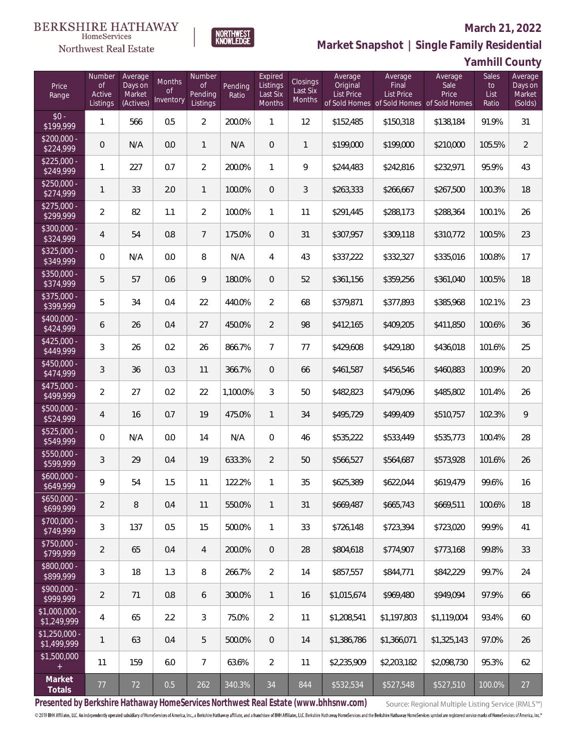BERKSHIRE HATHAWAY HomeServices Northwest Real Estate

NORTHWEST KNOWLEDGE

**March 21, 2022**

## Market Snapshot | Single Family Residential

## Yamhill County

| Price Range | Number of Active Listings | Average Days on Market (Actives) | Months of Inventory | Number of Pending Listings | Pending Ratio | Expired Listings Last Six Months | Closings Last Six Months | Average Original List Price of Sold Homes | Average Final List Price of Sold Homes | Average Sale Price of Sold Homes | Sales to List Ratio | Average Days on Market (Solds) |
|---|---|---|---|---|---|---|---|---|---|---|---|---|
| $0 - $199,999 | 1 | 566 | 0.5 | 2 | 200.0% | 1 | 12 | $152,485 | $150,318 | $138,184 | 91.9% | 31 |
| $200,000 - $224,999 | 0 | N/A | 0.0 | 1 | N/A | 0 | 1 | $199,000 | $199,000 | $210,000 | 105.5% | 2 |
| $225,000 - $249,999 | 1 | 227 | 0.7 | 2 | 200.0% | 1 | 9 | $244,483 | $242,816 | $232,971 | 95.9% | 43 |
| $250,000 - $274,999 | 1 | 33 | 2.0 | 1 | 100.0% | 0 | 3 | $263,333 | $266,667 | $267,500 | 100.3% | 18 |
| $275,000 - $299,999 | 2 | 82 | 1.1 | 2 | 100.0% | 1 | 11 | $291,445 | $288,173 | $288,364 | 100.1% | 26 |
| $300,000 - $324,999 | 4 | 54 | 0.8 | 7 | 175.0% | 0 | 31 | $307,957 | $309,118 | $310,772 | 100.5% | 23 |
| $325,000 - $349,999 | 0 | N/A | 0.0 | 8 | N/A | 4 | 43 | $337,222 | $332,327 | $335,016 | 100.8% | 17 |
| $350,000 - $374,999 | 5 | 57 | 0.6 | 9 | 180.0% | 0 | 52 | $361,156 | $359,256 | $361,040 | 100.5% | 18 |
| $375,000 - $399,999 | 5 | 34 | 0.4 | 22 | 440.0% | 2 | 68 | $379,871 | $377,893 | $385,968 | 102.1% | 23 |
| $400,000 - $424,999 | 6 | 26 | 0.4 | 27 | 450.0% | 2 | 98 | $412,165 | $409,205 | $411,850 | 100.6% | 36 |
| $425,000 - $449,999 | 3 | 26 | 0.2 | 26 | 866.7% | 7 | 77 | $429,608 | $429,180 | $436,018 | 101.6% | 25 |
| $450,000 - $474,999 | 3 | 36 | 0.3 | 11 | 366.7% | 0 | 66 | $461,587 | $456,546 | $460,883 | 100.9% | 20 |
| $475,000 - $499,999 | 2 | 27 | 0.2 | 22 | 1,100.0% | 3 | 50 | $482,823 | $479,096 | $485,802 | 101.4% | 26 |
| $500,000 - $524,999 | 4 | 16 | 0.7 | 19 | 475.0% | 1 | 34 | $495,729 | $499,409 | $510,757 | 102.3% | 9 |
| $525,000 - $549,999 | 0 | N/A | 0.0 | 14 | N/A | 0 | 46 | $535,222 | $533,449 | $535,773 | 100.4% | 28 |
| $550,000 - $599,999 | 3 | 29 | 0.4 | 19 | 633.3% | 2 | 50 | $566,527 | $564,687 | $573,928 | 101.6% | 26 |
| $600,000 - $649,999 | 9 | 54 | 1.5 | 11 | 122.2% | 1 | 35 | $625,389 | $622,044 | $619,479 | 99.6% | 16 |
| $650,000 - $699,999 | 2 | 8 | 0.4 | 11 | 550.0% | 1 | 31 | $669,487 | $665,743 | $669,511 | 100.6% | 18 |
| $700,000 - $749,999 | 3 | 137 | 0.5 | 15 | 500.0% | 1 | 33 | $726,148 | $723,394 | $723,020 | 99.9% | 41 |
| $750,000 - $799,999 | 2 | 65 | 0.4 | 4 | 200.0% | 0 | 28 | $804,618 | $774,907 | $773,168 | 99.8% | 33 |
| $800,000 - $899,999 | 3 | 18 | 1.3 | 8 | 266.7% | 2 | 14 | $857,557 | $844,771 | $842,229 | 99.7% | 24 |
| $900,000 - $999,999 | 2 | 71 | 0.8 | 6 | 300.0% | 1 | 16 | $1,015,674 | $969,480 | $949,094 | 97.9% | 66 |
| $1,000,000 - $1,249,999 | 4 | 65 | 2.2 | 3 | 75.0% | 2 | 11 | $1,208,541 | $1,197,803 | $1,119,004 | 93.4% | 60 |
| $1,250,000 - $1,499,999 | 1 | 63 | 0.4 | 5 | 500.0% | 0 | 14 | $1,386,786 | $1,366,071 | $1,325,143 | 97.0% | 26 |
| $1,500,000 + | 11 | 159 | 6.0 | 7 | 63.6% | 2 | 11 | $2,235,909 | $2,203,182 | $2,098,730 | 95.3% | 62 |
| **Market Totals** | 77 | 72 | 0.5 | 262 | 340.3% | 34 | 844 | $532,534 | $527,548 | $527,510 | 100.0% | 27 |

**Presented by Berkshire Hathaway HomeServices Northwest Real Estate (www.bhhsnw.com)**

Source: Regional Multiple Listing Service (RMLS™)

© 2019 BHH Affiliates, LLC. An independently operated subsidiary of HomeServices of America, Inc., a Berkshire Hathaway affiliate, and a franchisee of BHH Affiliates, LLC. Berkshire Hathaway HomeServices and the Berkshire Hathaway HomeServices symbol are registered service marks of HomeServices of America, Inc.®